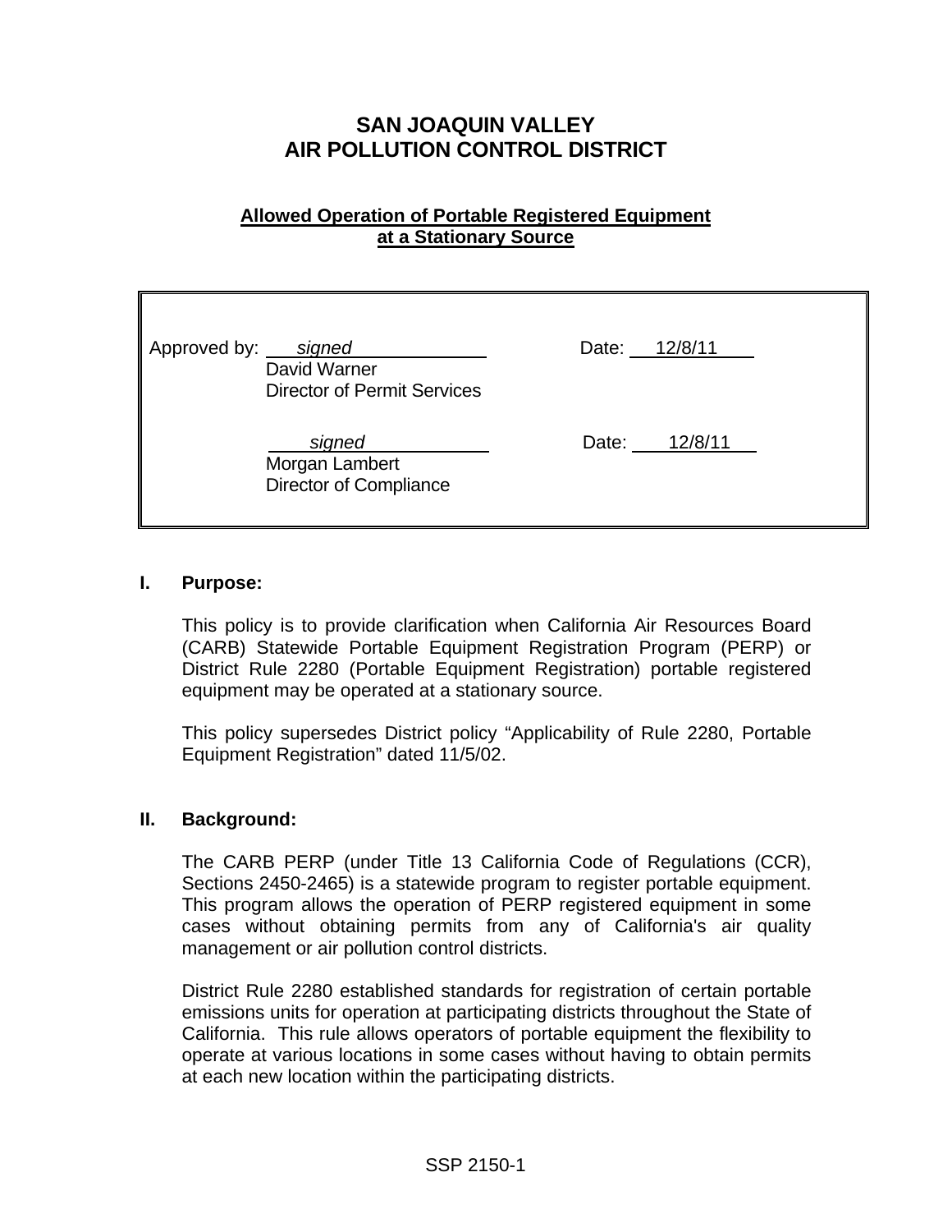# SAN JOAQUIN VALLEY
# AIR POLLUTION CONTROL DISTRICT

## Allowed Operation of Portable Registered Equipment at a Stationary Source

| | | |
|---|---|---|
| Approved by: | *signed*<br>David Warner<br>Director of Permit Services | Date: 12/8/11 |
| | *signed*<br>Morgan Lambert<br>Director of Compliance | Date: 12/8/11 |

### I. Purpose:

This policy is to provide clarification when California Air Resources Board (CARB) Statewide Portable Equipment Registration Program (PERP) or District Rule 2280 (Portable Equipment Registration) portable registered equipment may be operated at a stationary source.

This policy supersedes District policy "Applicability of Rule 2280, Portable Equipment Registration" dated 11/5/02.

### II. Background:

The CARB PERP (under Title 13 California Code of Regulations (CCR), Sections 2450-2465) is a statewide program to register portable equipment. This program allows the operation of PERP registered equipment in some cases without obtaining permits from any of California's air quality management or air pollution control districts.

District Rule 2280 established standards for registration of certain portable emissions units for operation at participating districts throughout the State of California. This rule allows operators of portable equipment the flexibility to operate at various locations in some cases without having to obtain permits at each new location within the participating districts.

SSP 2150-1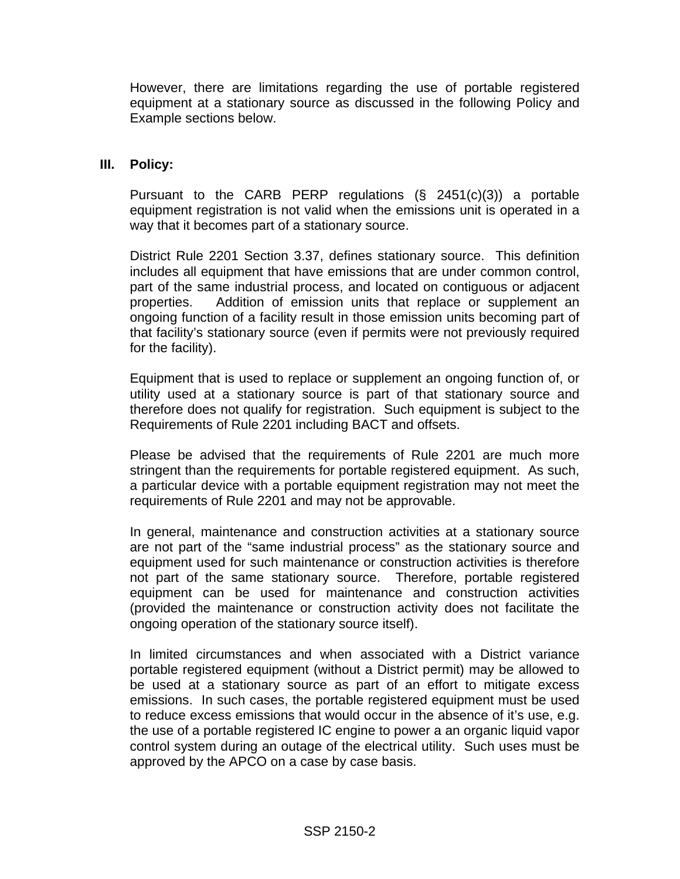However, there are limitations regarding the use of portable registered equipment at a stationary source as discussed in the following Policy and Example sections below.

## III. Policy:

Pursuant to the CARB PERP regulations (§ 2451(c)(3)) a portable equipment registration is not valid when the emissions unit is operated in a way that it becomes part of a stationary source.

District Rule 2201 Section 3.37, defines stationary source. This definition includes all equipment that have emissions that are under common control, part of the same industrial process, and located on contiguous or adjacent properties. Addition of emission units that replace or supplement an ongoing function of a facility result in those emission units becoming part of that facility's stationary source (even if permits were not previously required for the facility).

Equipment that is used to replace or supplement an ongoing function of, or utility used at a stationary source is part of that stationary source and therefore does not qualify for registration. Such equipment is subject to the Requirements of Rule 2201 including BACT and offsets.

Please be advised that the requirements of Rule 2201 are much more stringent than the requirements for portable registered equipment. As such, a particular device with a portable equipment registration may not meet the requirements of Rule 2201 and may not be approvable.

In general, maintenance and construction activities at a stationary source are not part of the "same industrial process" as the stationary source and equipment used for such maintenance or construction activities is therefore not part of the same stationary source. Therefore, portable registered equipment can be used for maintenance and construction activities (provided the maintenance or construction activity does not facilitate the ongoing operation of the stationary source itself).

In limited circumstances and when associated with a District variance portable registered equipment (without a District permit) may be allowed to be used at a stationary source as part of an effort to mitigate excess emissions. In such cases, the portable registered equipment must be used to reduce excess emissions that would occur in the absence of it's use, e.g. the use of a portable registered IC engine to power a an organic liquid vapor control system during an outage of the electrical utility. Such uses must be approved by the APCO on a case by case basis.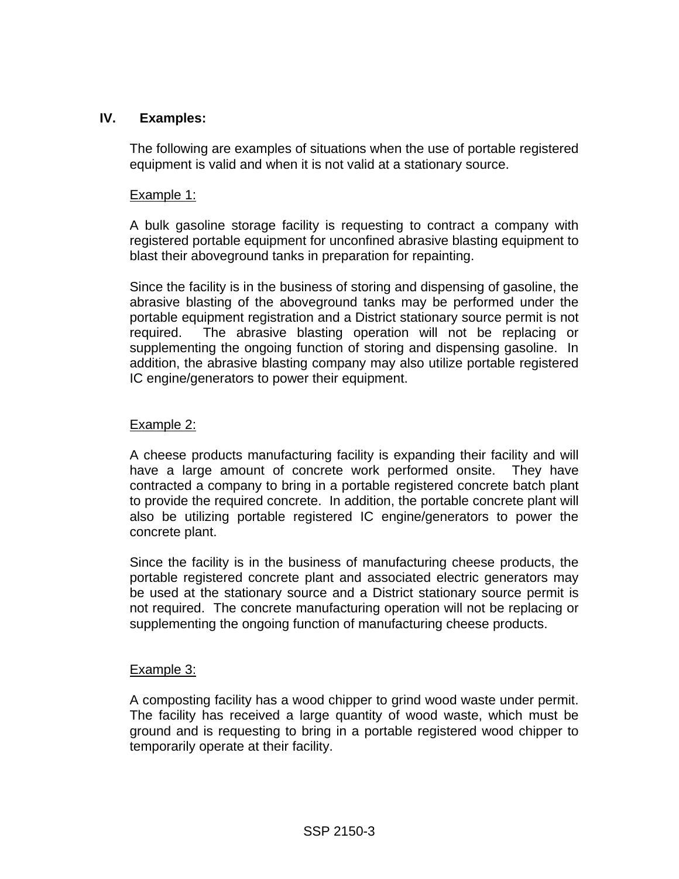## IV. Examples:

The following are examples of situations when the use of portable registered equipment is valid and when it is not valid at a stationary source.

Example 1:

A bulk gasoline storage facility is requesting to contract a company with registered portable equipment for unconfined abrasive blasting equipment to blast their aboveground tanks in preparation for repainting.

Since the facility is in the business of storing and dispensing of gasoline, the abrasive blasting of the aboveground tanks may be performed under the portable equipment registration and a District stationary source permit is not required. The abrasive blasting operation will not be replacing or supplementing the ongoing function of storing and dispensing gasoline. In addition, the abrasive blasting company may also utilize portable registered IC engine/generators to power their equipment.

Example 2:

A cheese products manufacturing facility is expanding their facility and will have a large amount of concrete work performed onsite. They have contracted a company to bring in a portable registered concrete batch plant to provide the required concrete. In addition, the portable concrete plant will also be utilizing portable registered IC engine/generators to power the concrete plant.

Since the facility is in the business of manufacturing cheese products, the portable registered concrete plant and associated electric generators may be used at the stationary source and a District stationary source permit is not required. The concrete manufacturing operation will not be replacing or supplementing the ongoing function of manufacturing cheese products.

Example 3:

A composting facility has a wood chipper to grind wood waste under permit. The facility has received a large quantity of wood waste, which must be ground and is requesting to bring in a portable registered wood chipper to temporarily operate at their facility.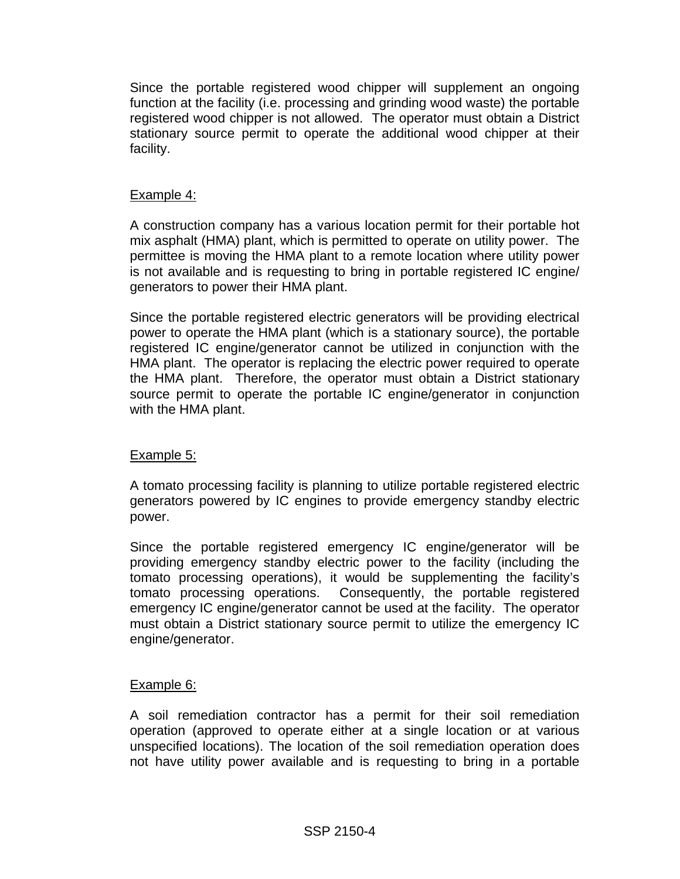Since the portable registered wood chipper will supplement an ongoing function at the facility (i.e. processing and grinding wood waste) the portable registered wood chipper is not allowed. The operator must obtain a District stationary source permit to operate the additional wood chipper at their facility.

<u>Example 4:</u>

A construction company has a various location permit for their portable hot mix asphalt (HMA) plant, which is permitted to operate on utility power. The permittee is moving the HMA plant to a remote location where utility power is not available and is requesting to bring in portable registered IC engine/ generators to power their HMA plant.

Since the portable registered electric generators will be providing electrical power to operate the HMA plant (which is a stationary source), the portable registered IC engine/generator cannot be utilized in conjunction with the HMA plant. The operator is replacing the electric power required to operate the HMA plant. Therefore, the operator must obtain a District stationary source permit to operate the portable IC engine/generator in conjunction with the HMA plant.

<u>Example 5:</u>

A tomato processing facility is planning to utilize portable registered electric generators powered by IC engines to provide emergency standby electric power.

Since the portable registered emergency IC engine/generator will be providing emergency standby electric power to the facility (including the tomato processing operations), it would be supplementing the facility's tomato processing operations. Consequently, the portable registered emergency IC engine/generator cannot be used at the facility. The operator must obtain a District stationary source permit to utilize the emergency IC engine/generator.

<u>Example 6:</u>

A soil remediation contractor has a permit for their soil remediation operation (approved to operate either at a single location or at various unspecified locations). The location of the soil remediation operation does not have utility power available and is requesting to bring in a portable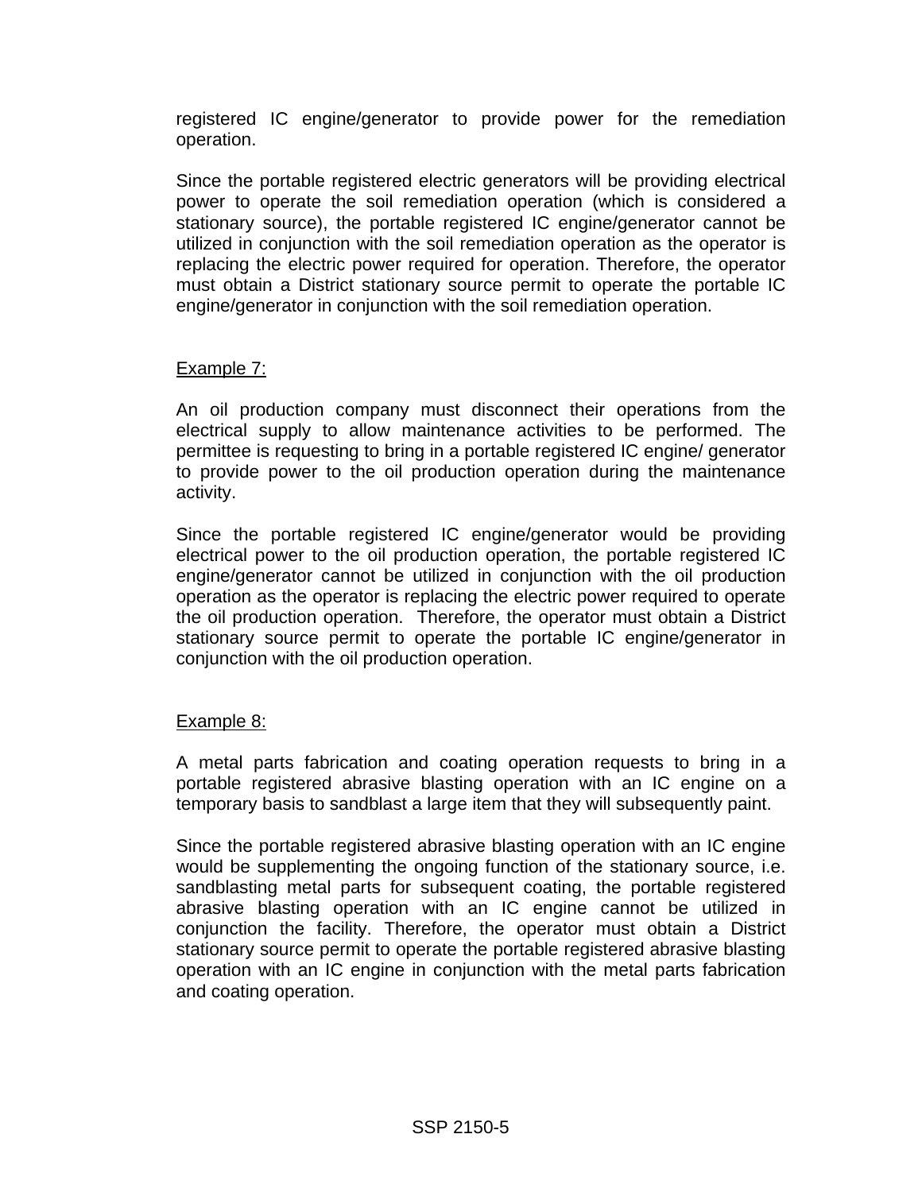registered IC engine/generator to provide power for the remediation operation.

Since the portable registered electric generators will be providing electrical power to operate the soil remediation operation (which is considered a stationary source), the portable registered IC engine/generator cannot be utilized in conjunction with the soil remediation operation as the operator is replacing the electric power required for operation. Therefore, the operator must obtain a District stationary source permit to operate the portable IC engine/generator in conjunction with the soil remediation operation.

Example 7:

An oil production company must disconnect their operations from the electrical supply to allow maintenance activities to be performed. The permittee is requesting to bring in a portable registered IC engine/ generator to provide power to the oil production operation during the maintenance activity.

Since the portable registered IC engine/generator would be providing electrical power to the oil production operation, the portable registered IC engine/generator cannot be utilized in conjunction with the oil production operation as the operator is replacing the electric power required to operate the oil production operation. Therefore, the operator must obtain a District stationary source permit to operate the portable IC engine/generator in conjunction with the oil production operation.

Example 8:

A metal parts fabrication and coating operation requests to bring in a portable registered abrasive blasting operation with an IC engine on a temporary basis to sandblast a large item that they will subsequently paint.

Since the portable registered abrasive blasting operation with an IC engine would be supplementing the ongoing function of the stationary source, i.e. sandblasting metal parts for subsequent coating, the portable registered abrasive blasting operation with an IC engine cannot be utilized in conjunction the facility. Therefore, the operator must obtain a District stationary source permit to operate the portable registered abrasive blasting operation with an IC engine in conjunction with the metal parts fabrication and coating operation.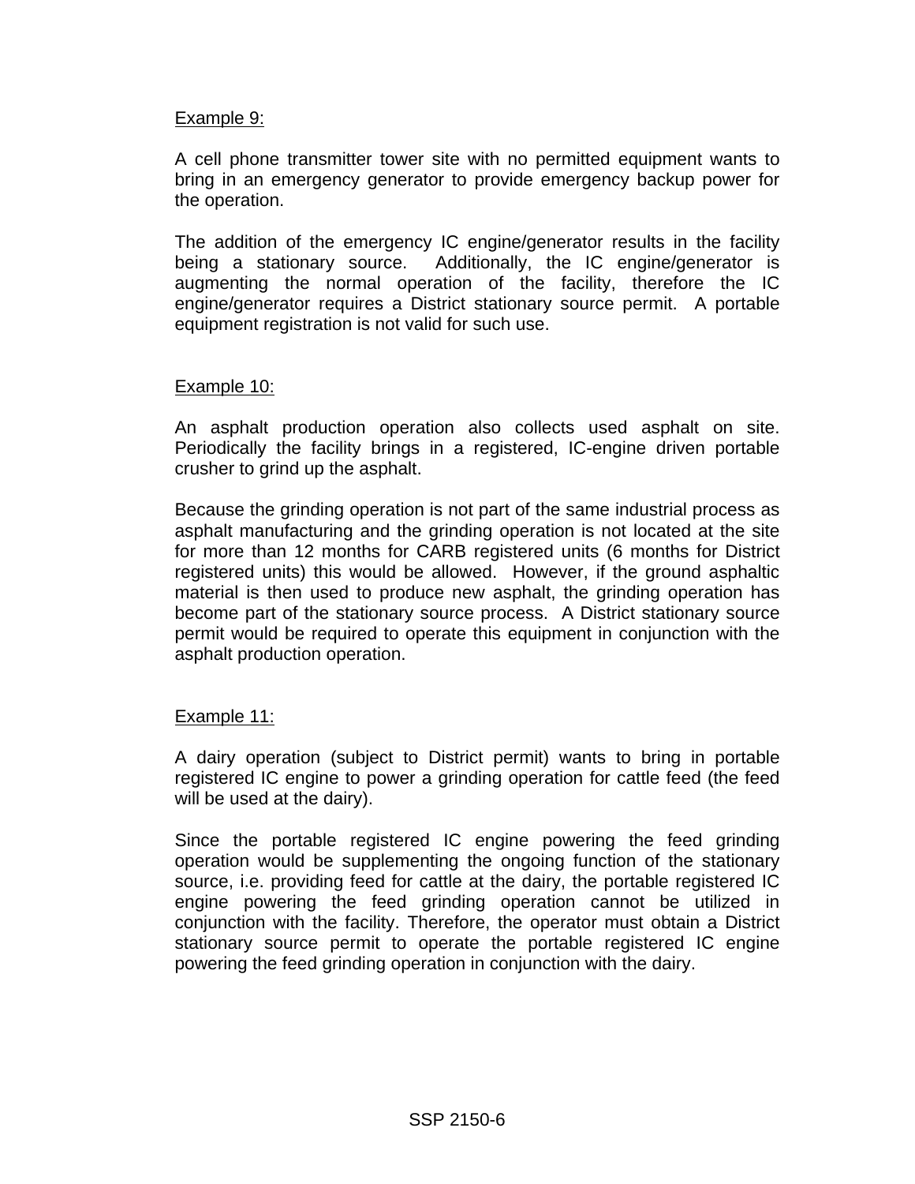Example 9:

A cell phone transmitter tower site with no permitted equipment wants to bring in an emergency generator to provide emergency backup power for the operation.

The addition of the emergency IC engine/generator results in the facility being a stationary source. Additionally, the IC engine/generator is augmenting the normal operation of the facility, therefore the IC engine/generator requires a District stationary source permit. A portable equipment registration is not valid for such use.

Example 10:

An asphalt production operation also collects used asphalt on site. Periodically the facility brings in a registered, IC-engine driven portable crusher to grind up the asphalt.

Because the grinding operation is not part of the same industrial process as asphalt manufacturing and the grinding operation is not located at the site for more than 12 months for CARB registered units (6 months for District registered units) this would be allowed. However, if the ground asphaltic material is then used to produce new asphalt, the grinding operation has become part of the stationary source process. A District stationary source permit would be required to operate this equipment in conjunction with the asphalt production operation.

Example 11:

A dairy operation (subject to District permit) wants to bring in portable registered IC engine to power a grinding operation for cattle feed (the feed will be used at the dairy).

Since the portable registered IC engine powering the feed grinding operation would be supplementing the ongoing function of the stationary source, i.e. providing feed for cattle at the dairy, the portable registered IC engine powering the feed grinding operation cannot be utilized in conjunction with the facility. Therefore, the operator must obtain a District stationary source permit to operate the portable registered IC engine powering the feed grinding operation in conjunction with the dairy.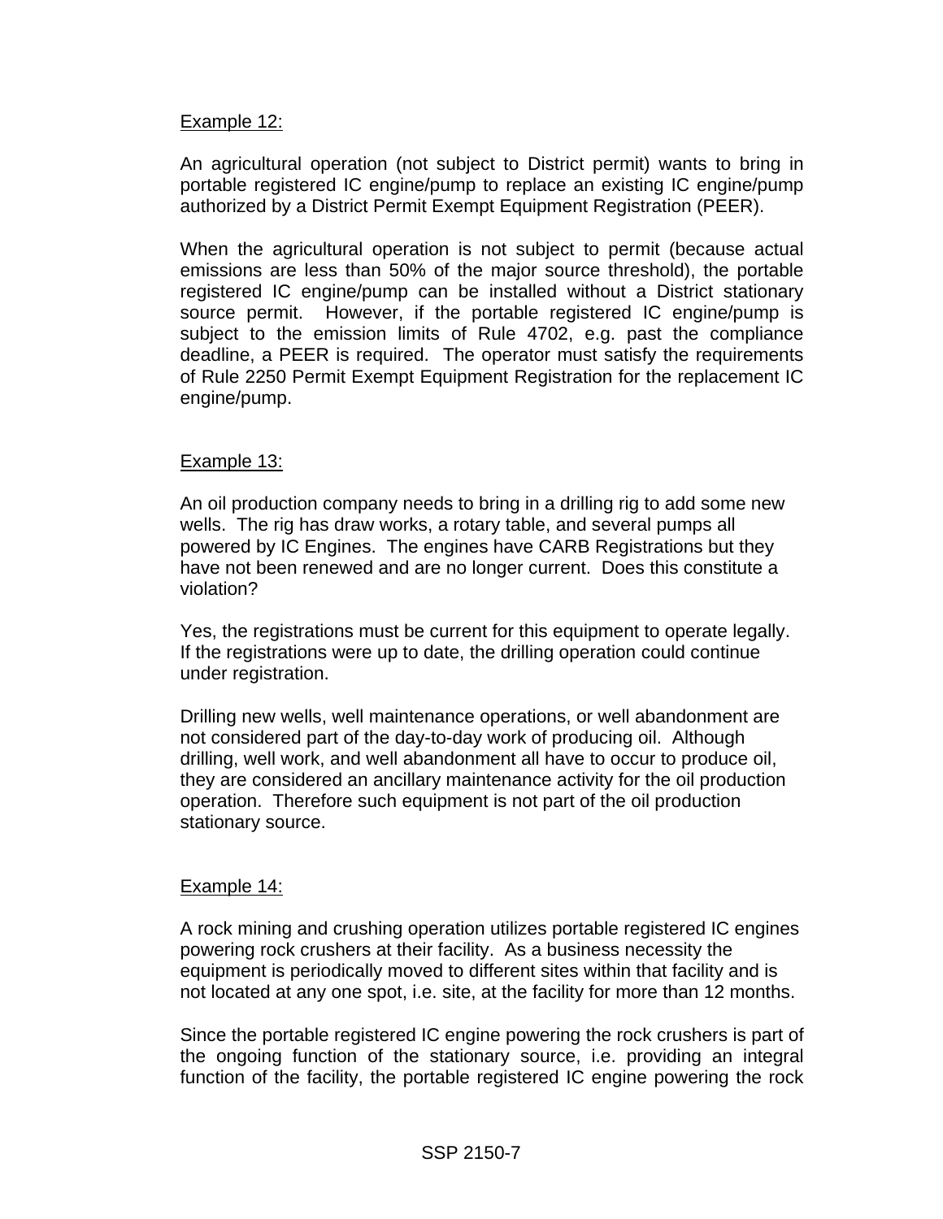<u>Example 12:</u>

An agricultural operation (not subject to District permit) wants to bring in portable registered IC engine/pump to replace an existing IC engine/pump authorized by a District Permit Exempt Equipment Registration (PEER).

When the agricultural operation is not subject to permit (because actual emissions are less than 50% of the major source threshold), the portable registered IC engine/pump can be installed without a District stationary source permit. However, if the portable registered IC engine/pump is subject to the emission limits of Rule 4702, e.g. past the compliance deadline, a PEER is required. The operator must satisfy the requirements of Rule 2250 Permit Exempt Equipment Registration for the replacement IC engine/pump.

<u>Example 13:</u>

An oil production company needs to bring in a drilling rig to add some new wells. The rig has draw works, a rotary table, and several pumps all powered by IC Engines. The engines have CARB Registrations but they have not been renewed and are no longer current. Does this constitute a violation?

Yes, the registrations must be current for this equipment to operate legally. If the registrations were up to date, the drilling operation could continue under registration.

Drilling new wells, well maintenance operations, or well abandonment are not considered part of the day-to-day work of producing oil. Although drilling, well work, and well abandonment all have to occur to produce oil, they are considered an ancillary maintenance activity for the oil production operation. Therefore such equipment is not part of the oil production stationary source.

<u>Example 14:</u>

A rock mining and crushing operation utilizes portable registered IC engines powering rock crushers at their facility. As a business necessity the equipment is periodically moved to different sites within that facility and is not located at any one spot, i.e. site, at the facility for more than 12 months.

Since the portable registered IC engine powering the rock crushers is part of the ongoing function of the stationary source, i.e. providing an integral function of the facility, the portable registered IC engine powering the rock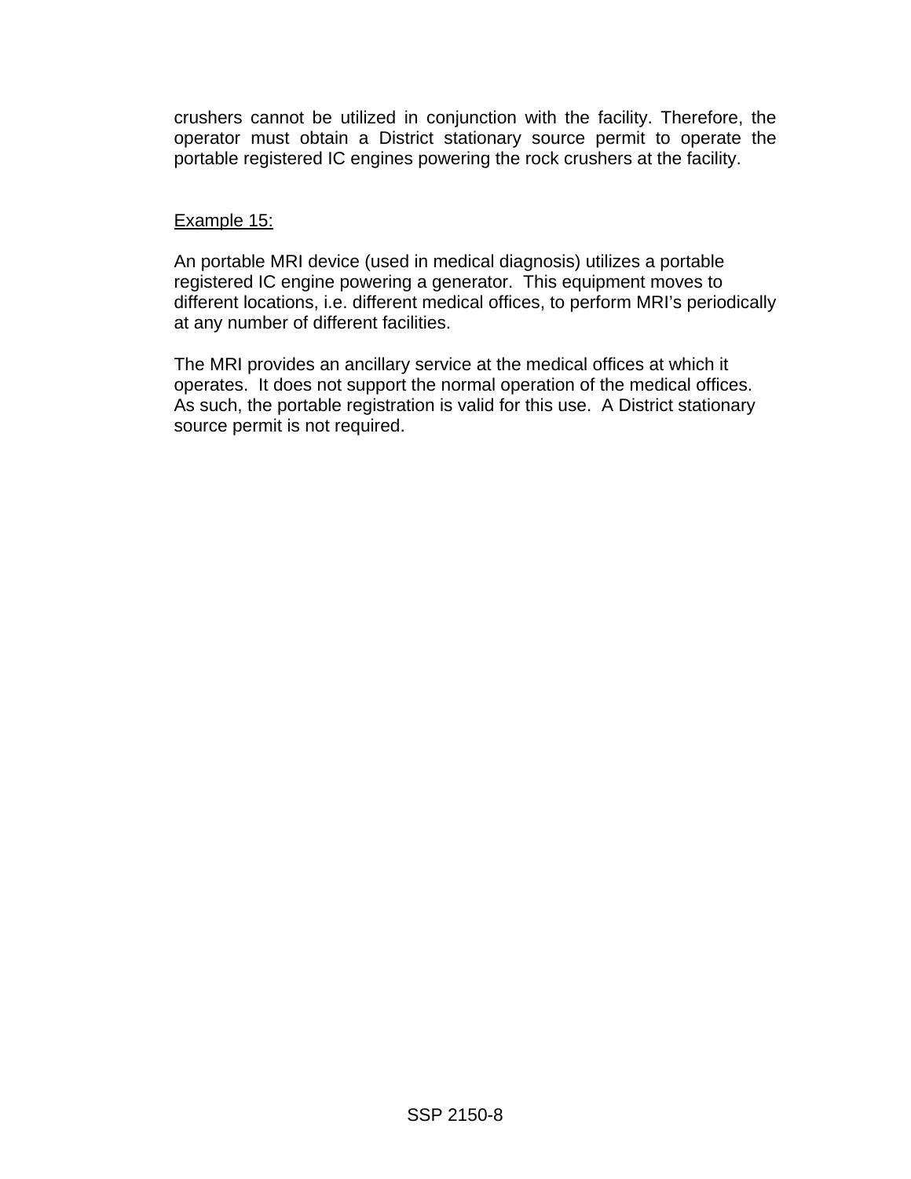crushers cannot be utilized in conjunction with the facility. Therefore, the operator must obtain a District stationary source permit to operate the portable registered IC engines powering the rock crushers at the facility.

Example 15:

An portable MRI device (used in medical diagnosis) utilizes a portable registered IC engine powering a generator. This equipment moves to different locations, i.e. different medical offices, to perform MRI's periodically at any number of different facilities.

The MRI provides an ancillary service at the medical offices at which it operates. It does not support the normal operation of the medical offices. As such, the portable registration is valid for this use. A District stationary source permit is not required.